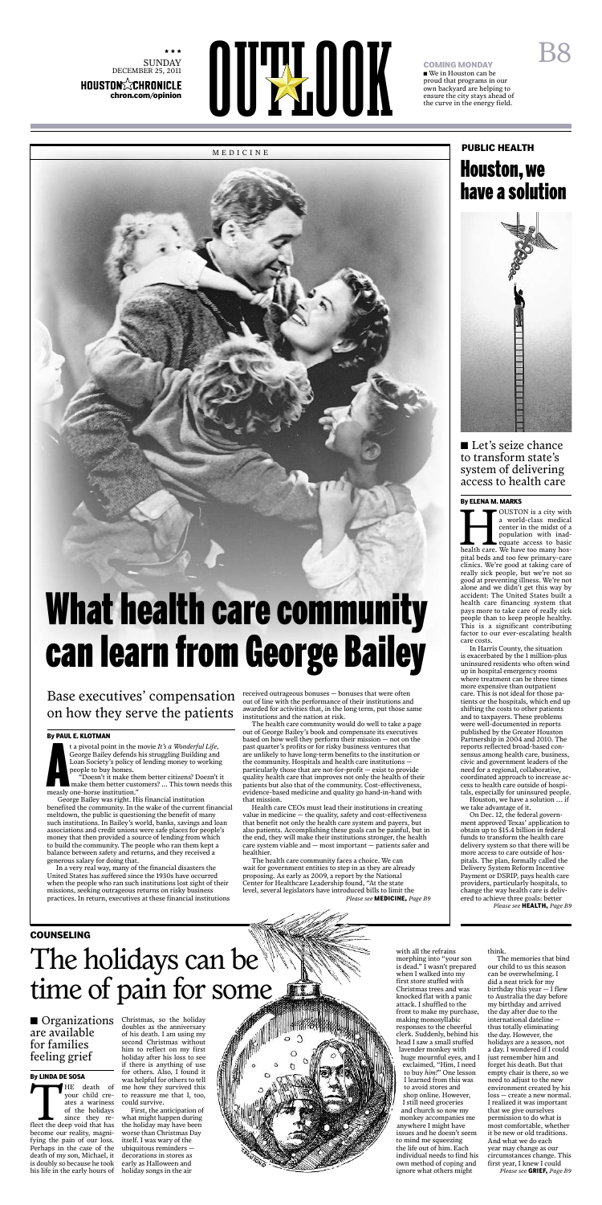SUNDAY DECEMBER 25, 2011

HOUSTON CHRONICLE chron.com/opinion

# OUTLOOK

**COMING MONDAY**

■ We in Houston can be proud that programs in our own backyard are helping to ensure the city stays ahead of the curve in the energy field.

MEDICINE

# What health care community can learn from George Bailey

## Base executives' compensation on how they serve the patients

**By PAUL E. KLOTMAN**

At a pivotal point in the movie *It's a Wonderful Life*, George Bailey defends his struggling Building and Loan Society's policy of lending money to working people to buy homes.

"Doesn't it make them better citizens? Doesn't it make them better customers? ... This town needs this measly one-horse institution."

George Bailey was right. His financial institution benefited the community. In the wake of the current financial meltdown, the public is questioning the benefit of many such institutions. In Bailey's world, banks, savings and loan associations and credit unions were safe places for people's money that then provided a source of lending from which to build the community. The people who ran them kept a balance between safety and returns, and they received a generous salary for doing that.

In a very real way, many of the financial disasters the United States has suffered since the 1930s have occurred when the people who ran such institutions lost sight of their missions, seeking outrageous returns on risky business practices. In return, executives at these financial institutions received outrageous bonuses — bonuses that were often out of line with the performance of their institutions and awarded for activities that, in the long term, put those same institutions and the nation at risk.

The health care community would do well to take a page out of George Bailey's book and compensate its executives based on how well they perform their mission — not on the past quarter's profits or for risky business ventures that are unlikely to have long-term benefits to the institution or the community. Hospitals and health care institutions — particularly those that are not-for-profit — exist to provide quality health care that improves not only the health of their patients but also that of the community. Cost-effectiveness, evidence-based medicine and quality go hand-in-hand with that mission.

Health care CEOs must lead their institutions in creating value in medicine — the quality, safety and cost-effectiveness that benefit not only the health care system and payers, but also patients. Accomplishing these goals can be painful, but in the end, they will make their institutions stronger, the health care system viable and — most important — patients safer and healthier.

The health care community faces a choice. We can wait for government entities to step in as they are already proposing. As early as 2009, a report by the National Center for Healthcare Leadership found, "At the state level, several legislators have introduced bills to limit the

*Please see* **MEDICINE,** *Page B9*

**PUBLIC HEALTH**

# Houston, we have a solution

■ Let's seize chance to transform state's system of delivering access to health care

**By ELENA M. MARKS**

HOUSTON is a city with a world-class medical center in the midst of a population with inadequate access to basic health care. We have too many hospital beds and too few primary-care clinics. We're good at taking care of really sick people, but we're not so good at preventing illness. We're not alone and we didn't get this way by accident: The United States built a health care financing system that pays more to take care of really sick people than to keep people healthy. This is a significant contributing factor to our ever-escalating health care costs.

In Harris County, the situation is exacerbated by the 1 million-plus uninsured residents who often wind up in hospital emergency rooms where treatment can be three times more expensive than outpatient care. This is not ideal for those patients or the hospitals, which end up shifting the costs to other patients and to taxpayers. These problems were well-documented in reports published by the Greater Houston Partnership in 2004 and 2010. The reports reflected broad-based consensus among health care, business, civic and government leaders of the need for a regional, collaborative, coordinated approach to increase access to health care outside of hospitals, especially for uninsured people.

Houston, we have a solution ... if we take advantage of it.

On Dec. 12, the federal government approved Texas' application to obtain up to $15.4 billion in federal funds to transform the health care delivery system so that there will be more access to care outside of hospitals. The plan, formally called the Delivery System Reform Incentive Payment or DSRIP, pays health care providers, particularly hospitals, to change the way health care is delivered to achieve three goals: better

*Please see* **HEALTH,** *Page B9*

**COUNSELING**

# The holidays can be time of pain for some

■ Organizations are available for families feeling grief

**By LINDA DE SOSA**

THE death of your child creates a wariness of the holidays since they reflect the deep void that has become our reality, magnifying the pain of our loss. Perhaps in the case of the death of my son, Michael, it is doubly so because he took his life in the early hours of Christmas, so the holiday doubles as the anniversary of his death. I am using my second Christmas without him to reflect on my first holiday after his loss to see if there is anything of use for others. Also, I found it was helpful for others to tell me how they survived this to reassure me that I, too, could survive.

First, the anticipation of what might happen during the holiday may have been worse than Christmas Day itself. I was wary of the ubiquitous reminders — decorations in stores as early as Halloween and holiday songs in the air with all the refrains morphing into "your son is dead." I wasn't prepared when I walked into my first store stuffed with Christmas trees and was knocked flat with a panic attack. I shuffled to the front to make my purchase, making monosyllabic responses to the cheerful clerk. Suddenly, behind his head I saw a small stuffed lavender monkey with huge mournful eyes, and I exclaimed, "Him, I need to buy *him!*" One lesson I learned from this was to avoid stores and shop online. However, I still need groceries and church so now my monkey accompanies me anywhere I might have issues and he doesn't seem to mind me squeezing the life out of him. Each individual needs to find his own method of coping and ignore what others might think.

The memories that bind our child to us this season can be overwhelming. I did a neat trick for my birthday this year — I flew to Australia the day before my birthday and arrived the day after due to the international dateline — thus totally eliminating the day. However, the holidays are a season, not a day. I wondered if I could just remember him and forget his death. But that empty chair is there, so we need to adjust to the new environment created by his loss — create a new normal. I realized it was important that we give ourselves permission to do what is most comfortable, whether it be new or old traditions. And what we do each year may change as our circumstances change. This first year, I knew I could

*Please see* **GRIEF,** *Page B9*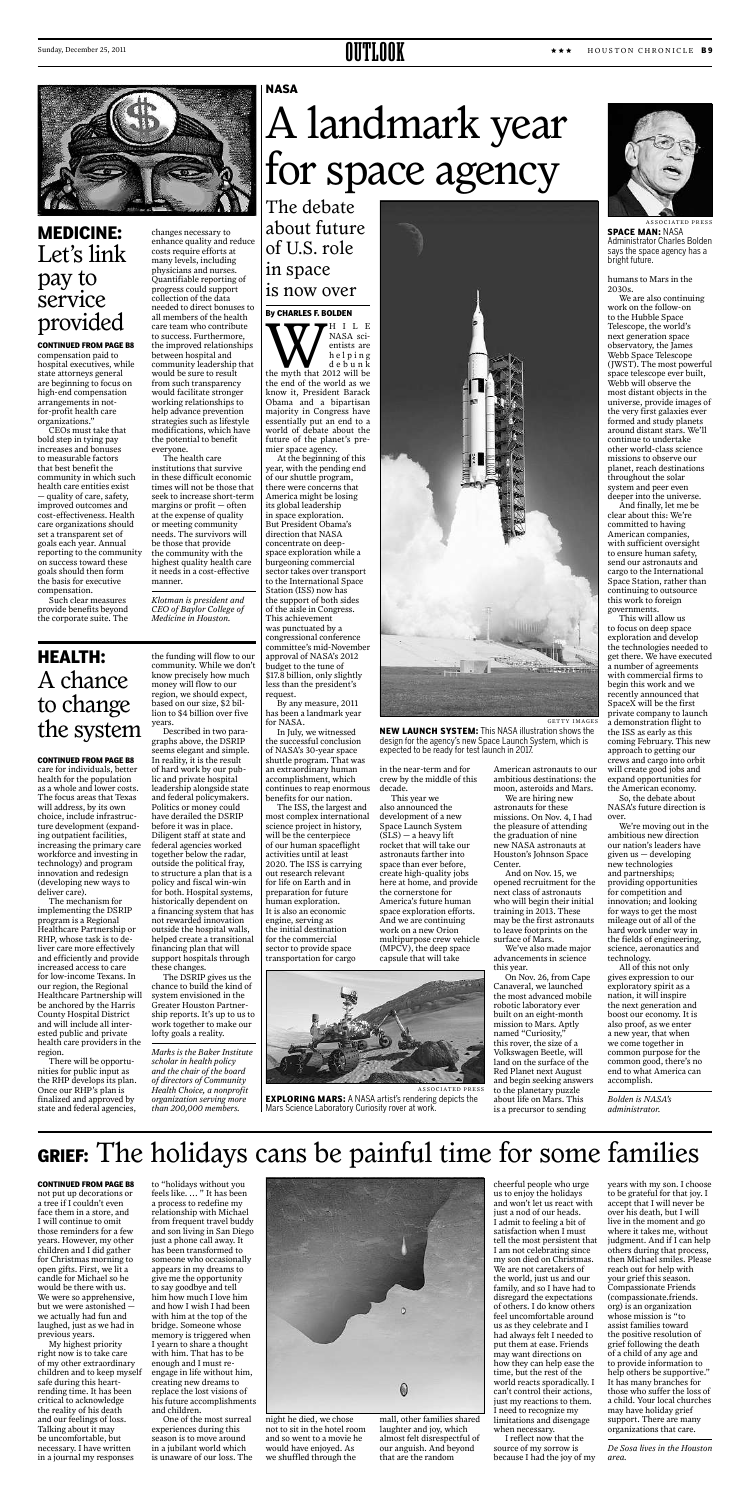# MEDICINE: Let's link pay to service provided

**CONTINUED FROM PAGE B8**

compensation paid to hospital executives, while state attorneys general are beginning to focus on high-end compensation arrangements in not-for-profit health care organizations."

CEOs must take that bold step in tying pay increases and bonuses to measurable factors that best benefit the community in which such health care entities exist — quality of care, safety, improved outcomes and cost-effectiveness. Health care organizations should set a transparent set of goals each year. Annual reporting to the community on success toward these goals should then form the basis for executive compensation.

Such clear measures provide benefits beyond the corporate suite. The changes necessary to enhance quality and reduce costs require efforts at many levels, including physicians and nurses. Quantifiable reporting of progress could support collection of the data needed to direct bonuses to all members of the health care team who contribute to success. Furthermore, the improved relationships between hospital and community leadership that would be sure to result from such transparency would facilitate stronger working relationships to help advance prevention strategies such as lifestyle modifications, which have the potential to benefit everyone.

The health care institutions that survive in these difficult economic times will not be those that seek to increase short-term margins or profit — often at the expense of quality or meeting community needs. The survivors will be those that provide the community with the highest quality health care it needs in a cost-effective manner.

*Klotman is president and CEO of Baylor College of Medicine in Houston.*

# HEALTH: A chance to change the system

**CONTINUED FROM PAGE B8**

care for individuals, better health for the population as a whole and lower costs. The focus areas that Texas will address, by its own choice, include infrastructure development (expanding outpatient facilities, increasing the primary care workforce and investing in technology) and program innovation and redesign (developing new ways to deliver care).

The mechanism for implementing the DSRIP program is a Regional Healthcare Partnership or RHP, whose task is to deliver care more effectively and efficiently and provide increased access to care for low-income Texans. In our region, the Regional Healthcare Partnership will be anchored by the Harris County Hospital District and will include all interested public and private health care providers in the region.

There will be opportunities for public input as the RHP develops its plan. Once our RHP's plan is finalized and approved by state and federal agencies, the funding will flow to our community. While we don't know precisely how much money will flow to our region, we should expect, based on our size, $2 billion to $4 billion over five years.

Described in two paragraphs above, the DSRIP seems elegant and simple. In reality, it is the result of hard work by our public and private hospital leadership alongside state and federal policymakers. Politics or money could have derailed the DSRIP before it was in place. Diligent staff at state and federal agencies worked together below the radar, outside the political fray, to structure a plan that is a policy and fiscal win-win for both. Hospital systems, historically dependent on a financing system that has not rewarded innovation outside the hospital walls, helped create a transitional financing plan that will support hospitals through these changes.

The DSRIP gives us the chance to build the kind of system envisioned in the Greater Houston Partnership reports. It's up to us to work together to make our lofty goals a reality.

*Marks is the Baker Institute scholar in health policy and the chair of the board of directors of Community Health Choice, a nonprofit organization serving more than 200,000 members.*

## NASA

# A landmark year for space agency

## The debate about future of U.S. role in space is now over

**By CHARLES F. BOLDEN**

While NASA scientists are helping debunk the myth that 2012 will be the end of the world as we know it, President Barack Obama and a bipartisan majority in Congress have essentially put an end to a world of debate about the future of the planet's premier space agency.

At the beginning of this year, with the pending end of our shuttle program, there were concerns that America might be losing its global leadership in space exploration. But President Obama's direction that NASA concentrate on deep-space exploration while a burgeoning commercial sector takes over transport to the International Space Station (ISS) now has the support of both sides of the aisle in Congress. This achievement was punctuated by a congressional conference committee's mid-November approval of NASA's 2012 budget to the tune of $17.8 billion, only slightly less than the president's request.

By any measure, 2011 has been a landmark year for NASA.

In July, we witnessed the successful conclusion of NASA's 30-year space shuttle program. That was an extraordinary human accomplishment, which continues to reap enormous benefits for our nation.

The ISS, the largest and most complex international science project in history, will be the centerpiece of our human spaceflight activities until at least 2020. The ISS is carrying out research relevant for life on Earth and in preparation for future human exploration. It is also an economic engine, serving as the initial destination for the commercial sector to provide space transportation for cargo in the near-term and for crew by the middle of this decade.

This year we also announced the development of a new Space Launch System (SLS) — a heavy lift rocket that will take our astronauts farther into space than ever before, create high-quality jobs here at home, and provide the cornerstone for America's future human space exploration efforts. And we are continuing work on a new Orion multipurpose crew vehicle (MPCV), the deep space capsule that will take American astronauts to our ambitious destinations: the moon, asteroids and Mars.

We are hiring new astronauts for these missions. On Nov. 4, I had the pleasure of attending the graduation of nine new NASA astronauts at Houston's Johnson Space Center.

And on Nov. 15, we opened recruitment for the next class of astronauts who will begin their initial training in 2013. These may be the first astronauts to leave footprints on the surface of Mars.

We've also made major advancements in science this year.

On Nov. 26, from Cape Canaveral, we launched the most advanced mobile robotic laboratory ever built on an eight-month mission to Mars. Aptly named "Curiosity," this rover, the size of a Volkswagen Beetle, will land on the surface of the Red Planet next August and begin seeking answers to the planetary puzzle about life on Mars. This is a precursor to sending humans to Mars in the 2030s.

We are also continuing work on the follow-on to the Hubble Space Telescope, the world's next generation space observatory, the James Webb Space Telescope (JWST). The most powerful space telescope ever built, Webb will observe the most distant objects in the universe, provide images of the very first galaxies ever formed and study planets around distant stars. We'll continue to undertake other world-class science missions to observe our planet, reach destinations throughout the solar system and peer even deeper into the universe.

And finally, let me be clear about this: We're committed to having American companies, with sufficient oversight to ensure human safety, send our astronauts and cargo to the International Space Station, rather than continuing to outsource this work to foreign governments.

This will allow us to focus on deep space exploration and develop the technologies needed to get there. We have executed a number of agreements with commercial firms to begin this work and we recently announced that SpaceX will be the first private company to launch a demonstration flight to the ISS as early as this coming February. This new approach to getting our crews and cargo into orbit will create good jobs and expand opportunities for the American economy.

So, the debate about NASA's future direction is over.

We're moving out in the ambitious new direction our nation's leaders have given us — developing new technologies and partnerships; providing opportunities for competition and innovation; and looking for ways to get the most mileage out of all of the hard work under way in the fields of engineering, science, aeronautics and technology.

All of this not only gives expression to our exploratory spirit as a nation, it will inspire the next generation and boost our economy. It is also proof, as we enter a new year, that when we come together in common purpose for the common good, there's no end to what America can accomplish.

*Bolden is NASA's administrator.*

ASSOCIATED PRESS

**SPACE MAN:** NASA Administrator Charles Bolden says the space agency has a bright future.

GETTY IMAGES

**NEW LAUNCH SYSTEM:** This NASA illustration shows the design for the agency's new Space Launch System, which is expected to be ready for test launch in 2017.

ASSOCIATED PRESS

**EXPLORING MARS:** A NASA artist's rendering depicts the Mars Science Laboratory Curiosity rover at work.

# GRIEF: The holidays cans be painful time for some families

**CONTINUED FROM PAGE B8**

not put up decorations or a tree if I couldn't even face them in a store, and I will continue to omit those reminders for a few years. However, my other children and I did gather for Christmas morning to open gifts. First, we lit a candle for Michael so he would be there with us. We were so apprehensive, but we were astonished — we actually had fun and laughed, just as we had in previous years.

My highest priority right now is to take care of my other extraordinary children and to keep myself safe during this heart-rending time. It has been critical to acknowledge the reality of his death and our feelings of loss. Talking about it may be uncomfortable, but necessary. I have written in a journal my responses to "holidays without you feels like. … " It has been a process to redefine my relationship with Michael from frequent travel buddy and son living in San Diego just a phone call away. It has been transformed to someone who occasionally appears in my dreams to give me the opportunity to say goodbye and tell him how much I love him and how I wish I had been with him at the top of the bridge. Someone whose memory is triggered when I yearn to share a thought with him. That has to be enough and I must re-engage in life without him, creating new dreams to replace the lost visions of his future accomplishments and children.

One of the most surreal experiences during this season is to move around in a jubilant world which is unaware of our loss. The night he died, we chose not to sit in the hotel room and so went to a movie he would have enjoyed. As we shuffled through the mall, other families shared laughter and joy, which almost felt disrespectful of our anguish. And beyond that are the random cheerful people who urge us to enjoy the holidays and won't let us react with just a nod of our heads. I admit to feeling a bit of satisfaction when I must tell the most persistent that I am not celebrating since my son died on Christmas. We are not caretakers of the world, just us and our family, and so I have had to disregard the expectations of others. I do know others feel uncomfortable around us as they celebrate and I had always felt I needed to put them at ease. Friends may want directions on how they can help ease the time, but the rest of the world reacts sporadically. I can't control their actions, just my reactions to them. I need to recognize my limitations and disengage when necessary.

I reflect now that the source of my sorrow is because I had the joy of my years with my son. I choose to be grateful for that joy. I accept that I will never be over his death, but I will live in the moment and go where it takes me, without judgment. And if I can help others during that process, then Michael smiles. Please reach out for help with your grief this season. Compassionate Friends (compassionate.friends.org) is an organization whose mission is "to assist families toward the positive resolution of grief following the death of a child of any age and to provide information to help others be supportive." It has many branches for those who suffer the loss of a child. Your local churches may have holiday grief support. There are many organizations that care.

*De Sosa lives in the Houston area.*